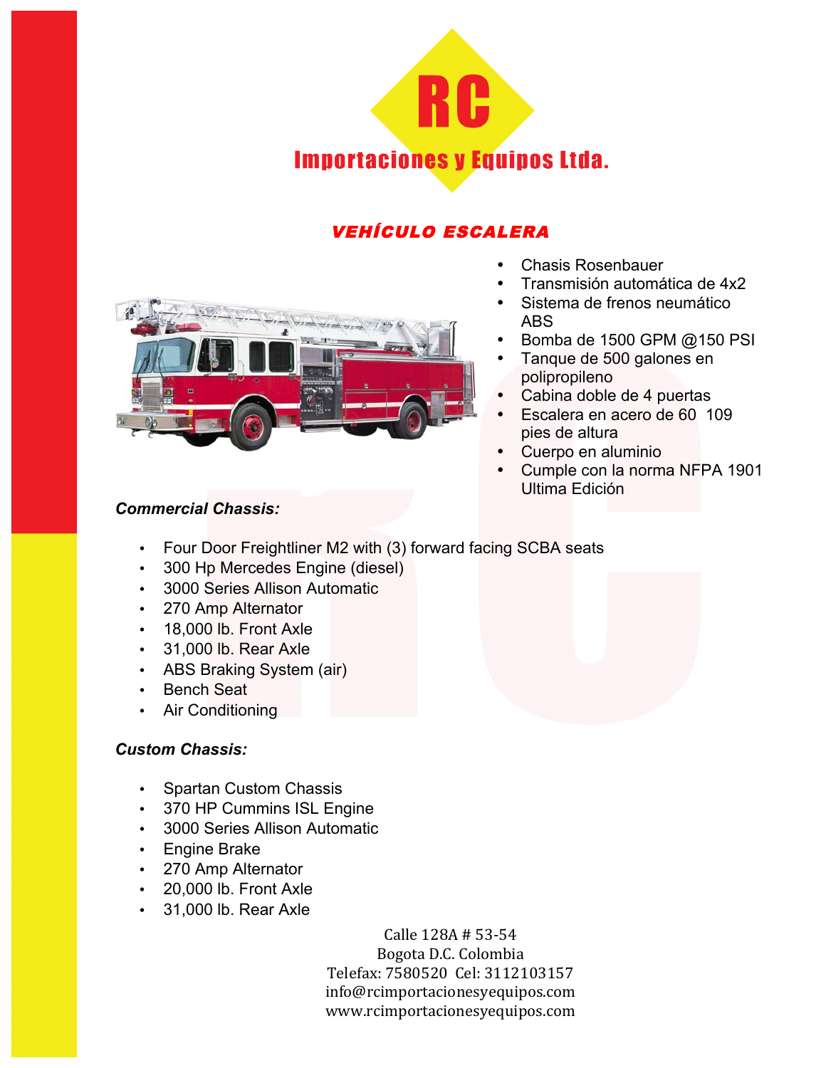# RC

## Importaciones y Equipos Ltda.

### *VEHÍCULO ESCALERA*

- Chasis Rosenbauer
- Transmisión automática de 4x2
- Sistema de frenos neumático ABS
- Bomba de 1500 GPM @150 PSI
- Tanque de 500 galones en polipropileno
- Cabina doble de 4 puertas
- Escalera en acero de 60  109 pies de altura
- Cuerpo en aluminio
- Cumple con la norma NFPA 1901 Ultima Edición

***Commercial Chassis:***

- Four Door Freightliner M2 with (3) forward facing SCBA seats
- 300 Hp Mercedes Engine (diesel)
- 3000 Series Allison Automatic
- 270 Amp Alternator
- 18,000 lb. Front Axle
- 31,000 lb. Rear Axle
- ABS Braking System (air)
- Bench Seat
- Air Conditioning

***Custom Chassis:***

- Spartan Custom Chassis
- 370 HP Cummins ISL Engine
- 3000 Series Allison Automatic
- Engine Brake
- 270 Amp Alternator
- 20,000 lb. Front Axle
- 31,000 lb. Rear Axle

Calle 128A # 53-54
Bogota D.C. Colombia
Telefax: 7580520 Cel: 3112103157
info@rcimportacionesyequipos.com
www.rcimportacionesyequipos.com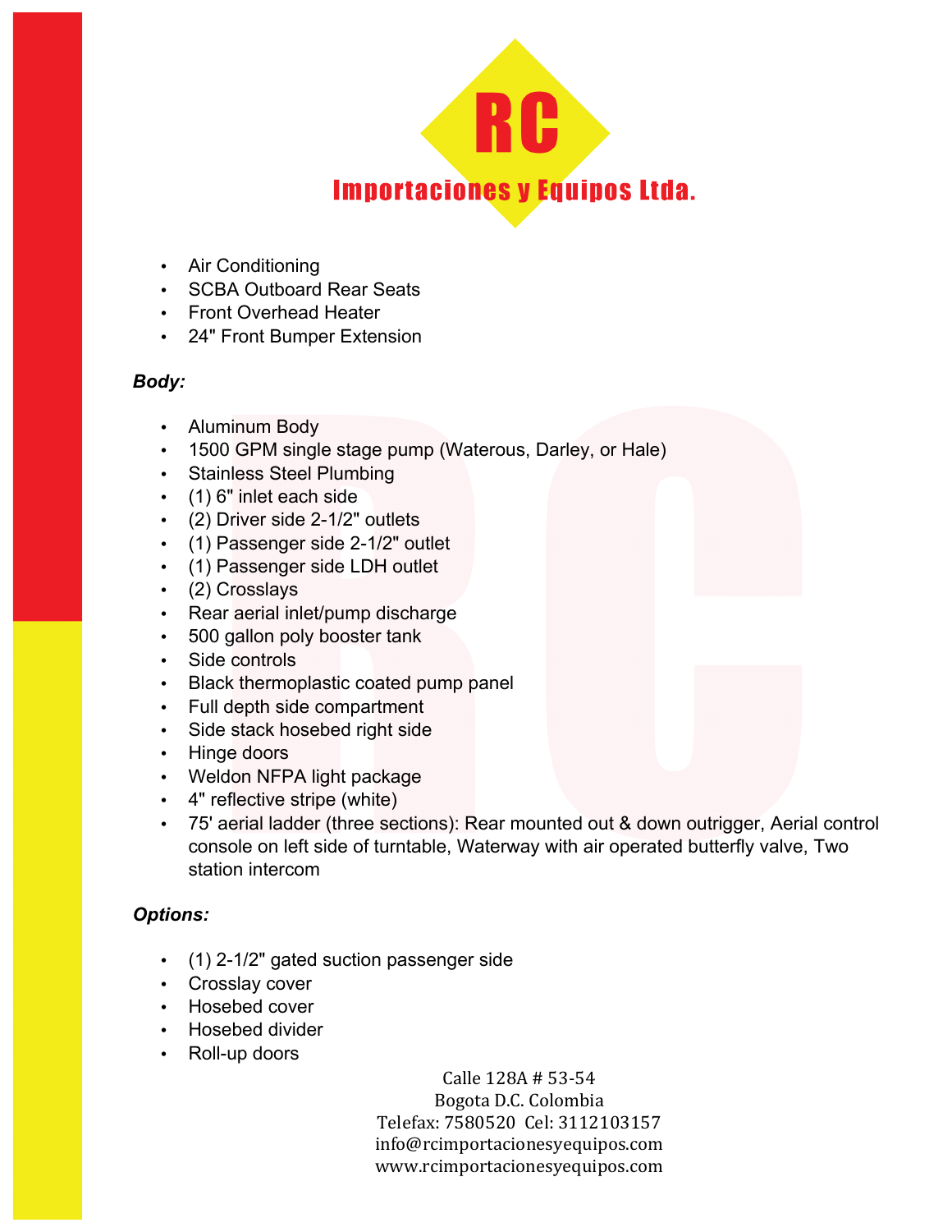- Air Conditioning
- SCBA Outboard Rear Seats
- Front Overhead Heater
- 24" Front Bumper Extension

***Body:***

- Aluminum Body
- 1500 GPM single stage pump (Waterous, Darley, or Hale)
- Stainless Steel Plumbing
- (1) 6" inlet each side
- (2) Driver side 2-1/2" outlets
- (1) Passenger side 2-1/2" outlet
- (1) Passenger side LDH outlet
- (2) Crosslays
- Rear aerial inlet/pump discharge
- 500 gallon poly booster tank
- Side controls
- Black thermoplastic coated pump panel
- Full depth side compartment
- Side stack hosebed right side
- Hinge doors
- Weldon NFPA light package
- 4" reflective stripe (white)
- 75' aerial ladder (three sections): Rear mounted out & down outrigger, Aerial control console on left side of turntable, Waterway with air operated butterfly valve, Two station intercom

***Options:***

- (1) 2-1/2" gated suction passenger side
- Crosslay cover
- Hosebed cover
- Hosebed divider
- Roll-up doors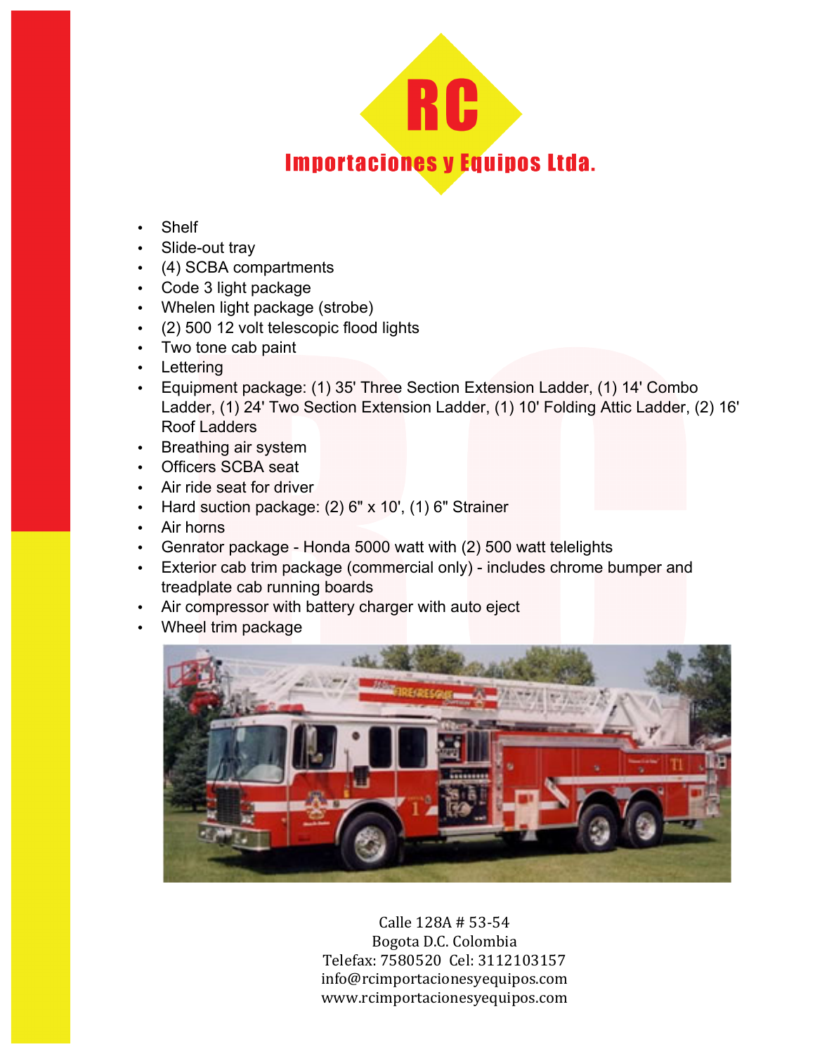# RC

## Importaciones y Equipos Ltda.

- Shelf
- Slide-out tray
- (4) SCBA compartments
- Code 3 light package
- Whelen light package (strobe)
- (2) 500 12 volt telescopic flood lights
- Two tone cab paint
- Lettering
- Equipment package: (1) 35' Three Section Extension Ladder, (1) 14' Combo Ladder, (1) 24' Two Section Extension Ladder, (1) 10' Folding Attic Ladder, (2) 16' Roof Ladders
- Breathing air system
- Officers SCBA seat
- Air ride seat for driver
- Hard suction package: (2) 6" x 10', (1) 6" Strainer
- Air horns
- Genrator package - Honda 5000 watt with (2) 500 watt telelights
- Exterior cab trim package (commercial only) - includes chrome bumper and treadplate cab running boards
- Air compressor with battery charger with auto eject
- Wheel trim package

Calle 128A # 53-54
Bogota D.C. Colombia
Telefax: 7580520 Cel: 3112103157
info@rcimportacionesyequipos.com
www.rcimportacionesyequipos.com